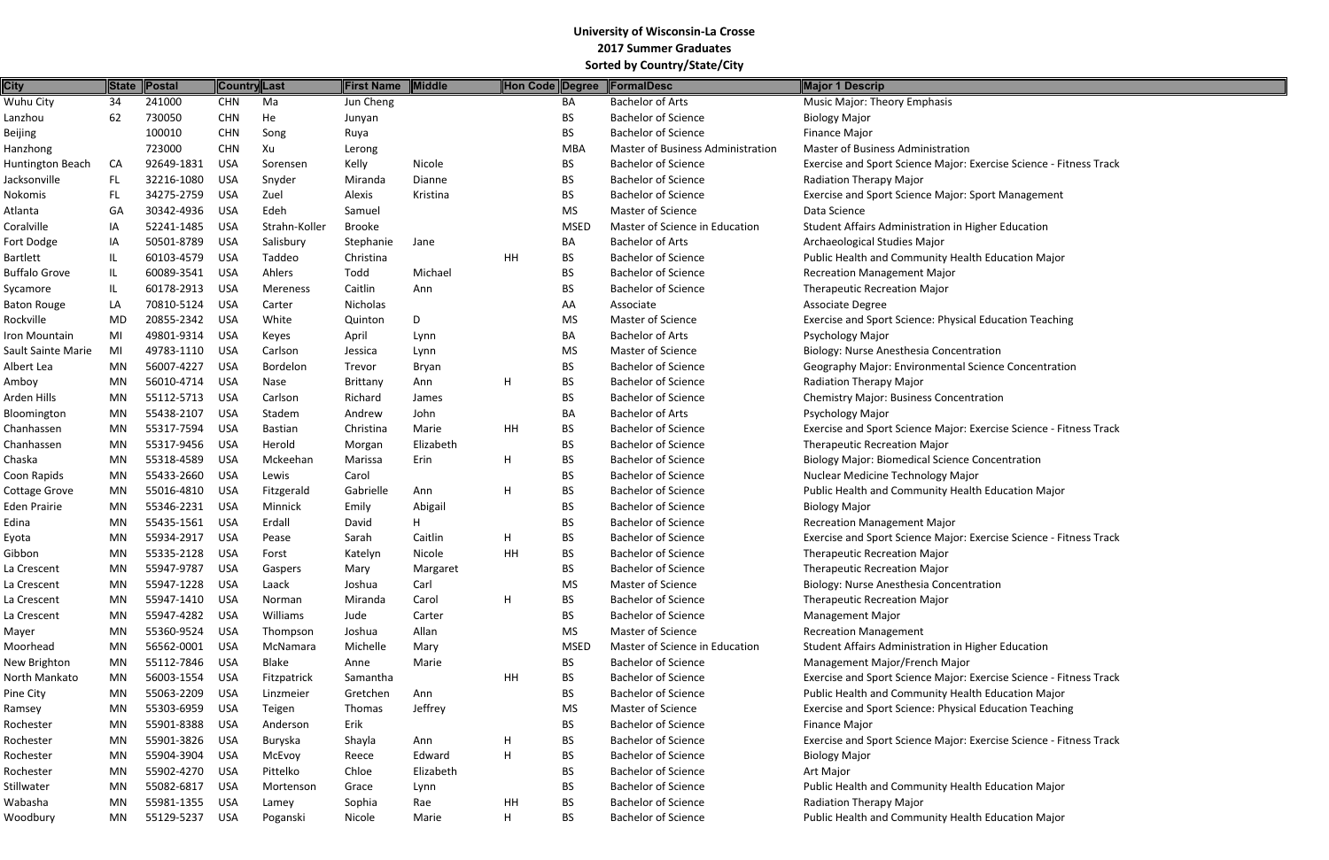# University of Wisconsin-La Crosse
## 2017 Summer Graduates
### Sorted by Country/State/City

| City | State | Postal | Country | Last | First Name | Middle | Hon Code | Degree | FormalDesc | Major 1 Descrip |
|---|---|---|---|---|---|---|---|---|---|---|
| Wuhu City | 34 | 241000 | CHN | Ma | Jun Cheng | | | BA | Bachelor of Arts | Music Major: Theory Emphasis |
| Lanzhou | 62 | 730050 | CHN | He | Junyan | | | BS | Bachelor of Science | Biology Major |
| Beijing | | 100010 | CHN | Song | Ruya | | | BS | Bachelor of Science | Finance Major |
| Hanzhong | | 723000 | CHN | Xu | Lerong | | | MBA | Master of Business Administration | Master of Business Administration |
| Huntington Beach | CA | 92649-1831 | USA | Sorensen | Kelly | Nicole | | BS | Bachelor of Science | Exercise and Sport Science Major: Exercise Science - Fitness Track |
| Jacksonville | FL | 32216-1080 | USA | Snyder | Miranda | Dianne | | BS | Bachelor of Science | Radiation Therapy Major |
| Nokomis | FL | 34275-2759 | USA | Zuel | Alexis | Kristina | | BS | Bachelor of Science | Exercise and Sport Science Major: Sport Management |
| Atlanta | GA | 30342-4936 | USA | Edeh | Samuel | | | MS | Master of Science | Data Science |
| Coralville | IA | 52241-1485 | USA | Strahn-Koller | Brooke | | | MSED | Master of Science in Education | Student Affairs Administration in Higher Education |
| Fort Dodge | IA | 50501-8789 | USA | Salisbury | Stephanie | Jane | | BA | Bachelor of Arts | Archaeological Studies Major |
| Bartlett | IL | 60103-4579 | USA | Taddeo | Christina | | HH | BS | Bachelor of Science | Public Health and Community Health Education Major |
| Buffalo Grove | IL | 60089-3541 | USA | Ahlers | Todd | Michael | | BS | Bachelor of Science | Recreation Management Major |
| Sycamore | IL | 60178-2913 | USA | Mereness | Caitlin | Ann | | BS | Bachelor of Science | Therapeutic Recreation Major |
| Baton Rouge | LA | 70810-5124 | USA | Carter | Nicholas | | | AA | Associate | Associate Degree |
| Rockville | MD | 20855-2342 | USA | White | Quinton | D | | MS | Master of Science | Exercise and Sport Science: Physical Education Teaching |
| Iron Mountain | MI | 49801-9314 | USA | Keyes | April | Lynn | | BA | Bachelor of Arts | Psychology Major |
| Sault Sainte Marie | MI | 49783-1110 | USA | Carlson | Jessica | Lynn | | MS | Master of Science | Biology: Nurse Anesthesia Concentration |
| Albert Lea | MN | 56007-4227 | USA | Bordelon | Trevor | Bryan | | BS | Bachelor of Science | Geography Major: Environmental Science Concentration |
| Amboy | MN | 56010-4714 | USA | Nase | Brittany | Ann | H | BS | Bachelor of Science | Radiation Therapy Major |
| Arden Hills | MN | 55112-5713 | USA | Carlson | Richard | James | | BS | Bachelor of Science | Chemistry Major: Business Concentration |
| Bloomington | MN | 55438-2107 | USA | Stadem | Andrew | John | | BA | Bachelor of Arts | Psychology Major |
| Chanhassen | MN | 55317-7594 | USA | Bastian | Christina | Marie | HH | BS | Bachelor of Science | Exercise and Sport Science Major: Exercise Science - Fitness Track |
| Chanhassen | MN | 55317-9456 | USA | Herold | Morgan | Elizabeth | | BS | Bachelor of Science | Therapeutic Recreation Major |
| Chaska | MN | 55318-4589 | USA | Mckeehan | Marissa | Erin | H | BS | Bachelor of Science | Biology Major: Biomedical Science Concentration |
| Coon Rapids | MN | 55433-2660 | USA | Lewis | Carol | | | BS | Bachelor of Science | Nuclear Medicine Technology Major |
| Cottage Grove | MN | 55016-4810 | USA | Fitzgerald | Gabrielle | Ann | H | BS | Bachelor of Science | Public Health and Community Health Education Major |
| Eden Prairie | MN | 55346-2231 | USA | Minnick | Emily | Abigail | | BS | Bachelor of Science | Biology Major |
| Edina | MN | 55435-1561 | USA | Erdall | David | H | | BS | Bachelor of Science | Recreation Management Major |
| Eyota | MN | 55934-2917 | USA | Pease | Sarah | Caitlin | H | BS | Bachelor of Science | Exercise and Sport Science Major: Exercise Science - Fitness Track |
| Gibbon | MN | 55335-2128 | USA | Forst | Katelyn | Nicole | HH | BS | Bachelor of Science | Therapeutic Recreation Major |
| La Crescent | MN | 55947-9787 | USA | Gaspers | Mary | Margaret | | BS | Bachelor of Science | Therapeutic Recreation Major |
| La Crescent | MN | 55947-1228 | USA | Laack | Joshua | Carl | | MS | Master of Science | Biology: Nurse Anesthesia Concentration |
| La Crescent | MN | 55947-1410 | USA | Norman | Miranda | Carol | H | BS | Bachelor of Science | Therapeutic Recreation Major |
| La Crescent | MN | 55947-4282 | USA | Williams | Jude | Carter | | BS | Bachelor of Science | Management Major |
| Mayer | MN | 55360-9524 | USA | Thompson | Joshua | Allan | | MS | Master of Science | Recreation Management |
| Moorhead | MN | 56562-0001 | USA | McNamara | Michelle | Mary | | MSED | Master of Science in Education | Student Affairs Administration in Higher Education |
| New Brighton | MN | 55112-7846 | USA | Blake | Anne | Marie | | BS | Bachelor of Science | Management Major/French Major |
| North Mankato | MN | 56003-1554 | USA | Fitzpatrick | Samantha | | HH | BS | Bachelor of Science | Exercise and Sport Science Major: Exercise Science - Fitness Track |
| Pine City | MN | 55063-2209 | USA | Linzmeier | Gretchen | Ann | | BS | Bachelor of Science | Public Health and Community Health Education Major |
| Ramsey | MN | 55303-6959 | USA | Teigen | Thomas | Jeffrey | | MS | Master of Science | Exercise and Sport Science: Physical Education Teaching |
| Rochester | MN | 55901-8388 | USA | Anderson | Erik | | | BS | Bachelor of Science | Finance Major |
| Rochester | MN | 55901-3826 | USA | Buryska | Shayla | Ann | H | BS | Bachelor of Science | Exercise and Sport Science Major: Exercise Science - Fitness Track |
| Rochester | MN | 55904-3904 | USA | McEvoy | Reece | Edward | H | BS | Bachelor of Science | Biology Major |
| Rochester | MN | 55902-4270 | USA | Pittelko | Chloe | Elizabeth | | BS | Bachelor of Science | Art Major |
| Stillwater | MN | 55082-6817 | USA | Mortenson | Grace | Lynn | | BS | Bachelor of Science | Public Health and Community Health Education Major |
| Wabasha | MN | 55981-1355 | USA | Lamey | Sophia | Rae | HH | BS | Bachelor of Science | Radiation Therapy Major |
| Woodbury | MN | 55129-5237 | USA | Poganski | Nicole | Marie | H | BS | Bachelor of Science | Public Health and Community Health Education Major |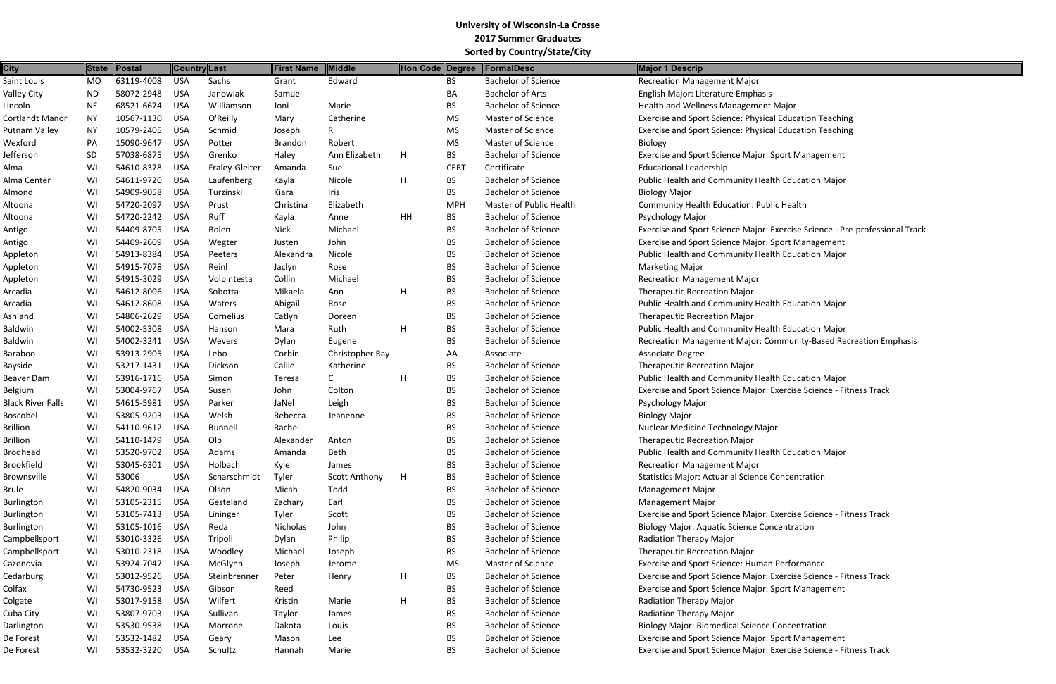# University of Wisconsin-La Crosse
## 2017 Summer Graduates
### Sorted by Country/State/City

| City | State | Postal | Country | Last | First Name | Middle | Hon Code | Degree | FormalDesc | Major 1 Descrip |
|---|---|---|---|---|---|---|---|---|---|---|
| Saint Louis | MO | 63119-4008 | USA | Sachs | Grant | Edward | | BS | Bachelor of Science | Recreation Management Major |
| Valley City | ND | 58072-2948 | USA | Janowiak | Samuel | | | BA | Bachelor of Arts | English Major: Literature Emphasis |
| Lincoln | NE | 68521-6674 | USA | Williamson | Joni | Marie | | BS | Bachelor of Science | Health and Wellness Management Major |
| Cortlandt Manor | NY | 10567-1130 | USA | O'Reilly | Mary | Catherine | | MS | Master of Science | Exercise and Sport Science: Physical Education Teaching |
| Putnam Valley | NY | 10579-2405 | USA | Schmid | Joseph | R | | MS | Master of Science | Exercise and Sport Science: Physical Education Teaching |
| Wexford | PA | 15090-9647 | USA | Potter | Brandon | Robert | | MS | Master of Science | Biology |
| Jefferson | SD | 57038-6875 | USA | Grenko | Haley | Ann Elizabeth | H | BS | Bachelor of Science | Exercise and Sport Science Major: Sport Management |
| Alma | WI | 54610-8378 | USA | Fraley-Gleiter | Amanda | Sue | | CERT | Certificate | Educational Leadership |
| Alma Center | WI | 54611-9720 | USA | Laufenberg | Kayla | Nicole | H | BS | Bachelor of Science | Public Health and Community Health Education Major |
| Almond | WI | 54909-9058 | USA | Turzinski | Kiara | Iris | | BS | Bachelor of Science | Biology Major |
| Altoona | WI | 54720-2097 | USA | Prust | Christina | Elizabeth | | MPH | Master of Public Health | Community Health Education: Public Health |
| Altoona | WI | 54720-2242 | USA | Ruff | Kayla | Anne | HH | BS | Bachelor of Science | Psychology Major |
| Antigo | WI | 54409-8705 | USA | Bolen | Nick | Michael | | BS | Bachelor of Science | Exercise and Sport Science Major: Exercise Science - Pre-professional Track |
| Antigo | WI | 54409-2609 | USA | Wegter | Justen | John | | BS | Bachelor of Science | Exercise and Sport Science Major: Sport Management |
| Appleton | WI | 54913-8384 | USA | Peeters | Alexandra | Nicole | | BS | Bachelor of Science | Public Health and Community Health Education Major |
| Appleton | WI | 54915-7078 | USA | Reinl | Jaclyn | Rose | | BS | Bachelor of Science | Marketing Major |
| Appleton | WI | 54915-3029 | USA | Volpintesta | Collin | Michael | | BS | Bachelor of Science | Recreation Management Major |
| Arcadia | WI | 54612-8006 | USA | Sobotta | Mikaela | Ann | H | BS | Bachelor of Science | Therapeutic Recreation Major |
| Arcadia | WI | 54612-8608 | USA | Waters | Abigail | Rose | | BS | Bachelor of Science | Public Health and Community Health Education Major |
| Ashland | WI | 54806-2629 | USA | Cornelius | Catlyn | Doreen | | BS | Bachelor of Science | Therapeutic Recreation Major |
| Baldwin | WI | 54002-5308 | USA | Hanson | Mara | Ruth | H | BS | Bachelor of Science | Public Health and Community Health Education Major |
| Baldwin | WI | 54002-3241 | USA | Wevers | Dylan | Eugene | | BS | Bachelor of Science | Recreation Management Major: Community-Based Recreation Emphasis |
| Baraboo | WI | 53913-2905 | USA | Lebo | Corbin | Christopher Ray | | AA | Associate | Associate Degree |
| Bayside | WI | 53217-1431 | USA | Dickson | Callie | Katherine | | BS | Bachelor of Science | Therapeutic Recreation Major |
| Beaver Dam | WI | 53916-1716 | USA | Simon | Teresa | C | H | BS | Bachelor of Science | Public Health and Community Health Education Major |
| Belgium | WI | 53004-9767 | USA | Susen | John | Colton | | BS | Bachelor of Science | Exercise and Sport Science Major: Exercise Science - Fitness Track |
| Black River Falls | WI | 54615-5981 | USA | Parker | JaNel | Leigh | | BS | Bachelor of Science | Psychology Major |
| Boscobel | WI | 53805-9203 | USA | Welsh | Rebecca | Jeanenne | | BS | Bachelor of Science | Biology Major |
| Brillion | WI | 54110-9612 | USA | Bunnell | Rachel | | | BS | Bachelor of Science | Nuclear Medicine Technology Major |
| Brillion | WI | 54110-1479 | USA | Olp | Alexander | Anton | | BS | Bachelor of Science | Therapeutic Recreation Major |
| Brodhead | WI | 53520-9702 | USA | Adams | Amanda | Beth | | BS | Bachelor of Science | Public Health and Community Health Education Major |
| Brookfield | WI | 53045-6301 | USA | Holbach | Kyle | James | | BS | Bachelor of Science | Recreation Management Major |
| Brownsville | WI | 53006 | USA | Scharschmidt | Tyler | Scott Anthony | H | BS | Bachelor of Science | Statistics Major: Actuarial Science Concentration |
| Brule | WI | 54820-9034 | USA | Olson | Micah | Todd | | BS | Bachelor of Science | Management Major |
| Burlington | WI | 53105-2315 | USA | Gesteland | Zachary | Earl | | BS | Bachelor of Science | Management Major |
| Burlington | WI | 53105-7413 | USA | Lininger | Tyler | Scott | | BS | Bachelor of Science | Exercise and Sport Science Major: Exercise Science - Fitness Track |
| Burlington | WI | 53105-1016 | USA | Reda | Nicholas | John | | BS | Bachelor of Science | Biology Major: Aquatic Science Concentration |
| Campbellsport | WI | 53010-3326 | USA | Tripoli | Dylan | Philip | | BS | Bachelor of Science | Radiation Therapy Major |
| Campbellsport | WI | 53010-2318 | USA | Woodley | Michael | Joseph | | BS | Bachelor of Science | Therapeutic Recreation Major |
| Cazenovia | WI | 53924-7047 | USA | McGlynn | Joseph | Jerome | | MS | Master of Science | Exercise and Sport Science: Human Performance |
| Cedarburg | WI | 53012-9526 | USA | Steinbrenner | Peter | Henry | H | BS | Bachelor of Science | Exercise and Sport Science Major: Exercise Science - Fitness Track |
| Colfax | WI | 54730-9523 | USA | Gibson | Reed | | | BS | Bachelor of Science | Exercise and Sport Science Major: Sport Management |
| Colgate | WI | 53017-9158 | USA | Wilfert | Kristin | Marie | H | BS | Bachelor of Science | Radiation Therapy Major |
| Cuba City | WI | 53807-9703 | USA | Sullivan | Taylor | James | | BS | Bachelor of Science | Radiation Therapy Major |
| Darlington | WI | 53530-9538 | USA | Morrone | Dakota | Louis | | BS | Bachelor of Science | Biology Major: Biomedical Science Concentration |
| De Forest | WI | 53532-1482 | USA | Geary | Mason | Lee | | BS | Bachelor of Science | Exercise and Sport Science Major: Sport Management |
| De Forest | WI | 53532-3220 | USA | Schultz | Hannah | Marie | | BS | Bachelor of Science | Exercise and Sport Science Major: Exercise Science - Fitness Track |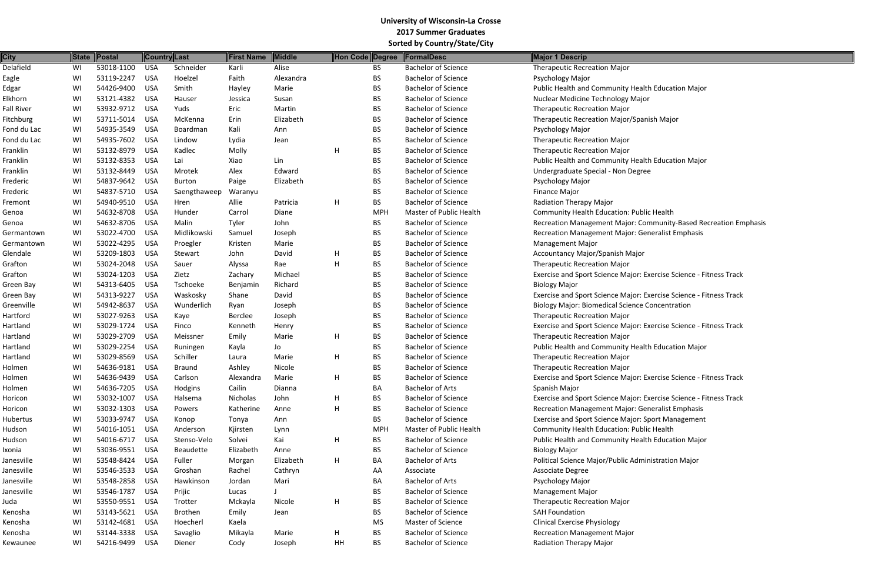# University of Wisconsin-La Crosse

## 2017 Summer Graduates

### Sorted by Country/State/City

| City | State | Postal | Country | Last | First Name | Middle | Hon Code | Degree | FormalDesc | Major 1 Descrip |
|---|---|---|---|---|---|---|---|---|---|---|
| Delafield | WI | 53018-1100 | USA | Schneider | Karli | Alise | | BS | Bachelor of Science | Therapeutic Recreation Major |
| Eagle | WI | 53119-2247 | USA | Hoelzel | Faith | Alexandra | | BS | Bachelor of Science | Psychology Major |
| Edgar | WI | 54426-9400 | USA | Smith | Hayley | Marie | | BS | Bachelor of Science | Public Health and Community Health Education Major |
| Elkhorn | WI | 53121-4382 | USA | Hauser | Jessica | Susan | | BS | Bachelor of Science | Nuclear Medicine Technology Major |
| Fall River | WI | 53932-9712 | USA | Yuds | Eric | Martin | | BS | Bachelor of Science | Therapeutic Recreation Major |
| Fitchburg | WI | 53711-5014 | USA | McKenna | Erin | Elizabeth | | BS | Bachelor of Science | Therapeutic Recreation Major/Spanish Major |
| Fond du Lac | WI | 54935-3549 | USA | Boardman | Kali | Ann | | BS | Bachelor of Science | Psychology Major |
| Fond du Lac | WI | 54935-7602 | USA | Lindow | Lydia | Jean | | BS | Bachelor of Science | Therapeutic Recreation Major |
| Franklin | WI | 53132-8979 | USA | Kadlec | Molly | | H | BS | Bachelor of Science | Therapeutic Recreation Major |
| Franklin | WI | 53132-8353 | USA | Lai | Xiao | Lin | | BS | Bachelor of Science | Public Health and Community Health Education Major |
| Franklin | WI | 53132-8449 | USA | Mrotek | Alex | Edward | | BS | Bachelor of Science | Undergraduate Special - Non Degree |
| Frederic | WI | 54837-9642 | USA | Burton | Paige | Elizabeth | | BS | Bachelor of Science | Psychology Major |
| Frederic | WI | 54837-5710 | USA | Saengthaweep | Waranyu | | | BS | Bachelor of Science | Finance Major |
| Fremont | WI | 54940-9510 | USA | Hren | Allie | Patricia | H | BS | Bachelor of Science | Radiation Therapy Major |
| Genoa | WI | 54632-8708 | USA | Hunder | Carrol | Diane | | MPH | Master of Public Health | Community Health Education: Public Health |
| Genoa | WI | 54632-8706 | USA | Malin | Tyler | John | | BS | Bachelor of Science | Recreation Management Major: Community-Based Recreation Emphasis |
| Germantown | WI | 53022-4700 | USA | Midlikowski | Samuel | Joseph | | BS | Bachelor of Science | Recreation Management Major: Generalist Emphasis |
| Germantown | WI | 53022-4295 | USA | Proegler | Kristen | Marie | | BS | Bachelor of Science | Management Major |
| Glendale | WI | 53209-1803 | USA | Stewart | John | David | H | BS | Bachelor of Science | Accountancy Major/Spanish Major |
| Grafton | WI | 53024-2048 | USA | Sauer | Alyssa | Rae | H | BS | Bachelor of Science | Therapeutic Recreation Major |
| Grafton | WI | 53024-1203 | USA | Zietz | Zachary | Michael | | BS | Bachelor of Science | Exercise and Sport Science Major: Exercise Science - Fitness Track |
| Green Bay | WI | 54313-6405 | USA | Tschoeke | Benjamin | Richard | | BS | Bachelor of Science | Biology Major |
| Green Bay | WI | 54313-9227 | USA | Waskosky | Shane | David | | BS | Bachelor of Science | Exercise and Sport Science Major: Exercise Science - Fitness Track |
| Greenville | WI | 54942-8637 | USA | Wunderlich | Ryan | Joseph | | BS | Bachelor of Science | Biology Major: Biomedical Science Concentration |
| Hartford | WI | 53027-9263 | USA | Kaye | Berclee | Joseph | | BS | Bachelor of Science | Therapeutic Recreation Major |
| Hartland | WI | 53029-1724 | USA | Finco | Kenneth | Henry | | BS | Bachelor of Science | Exercise and Sport Science Major: Exercise Science - Fitness Track |
| Hartland | WI | 53029-2709 | USA | Meissner | Emily | Marie | H | BS | Bachelor of Science | Therapeutic Recreation Major |
| Hartland | WI | 53029-2254 | USA | Runingen | Kayla | Jo | | BS | Bachelor of Science | Public Health and Community Health Education Major |
| Hartland | WI | 53029-8569 | USA | Schiller | Laura | Marie | H | BS | Bachelor of Science | Therapeutic Recreation Major |
| Holmen | WI | 54636-9181 | USA | Braund | Ashley | Nicole | | BS | Bachelor of Science | Therapeutic Recreation Major |
| Holmen | WI | 54636-9439 | USA | Carlson | Alexandra | Marie | H | BS | Bachelor of Science | Exercise and Sport Science Major: Exercise Science - Fitness Track |
| Holmen | WI | 54636-7205 | USA | Hodgins | Cailin | Dianna | | BA | Bachelor of Arts | Spanish Major |
| Horicon | WI | 53032-1007 | USA | Halsema | Nicholas | John | H | BS | Bachelor of Science | Exercise and Sport Science Major: Exercise Science - Fitness Track |
| Horicon | WI | 53032-1303 | USA | Powers | Katherine | Anne | H | BS | Bachelor of Science | Recreation Management Major: Generalist Emphasis |
| Hubertus | WI | 53033-9747 | USA | Konop | Tonya | Ann | | BS | Bachelor of Science | Exercise and Sport Science Major: Sport Management |
| Hudson | WI | 54016-1051 | USA | Anderson | Kjirsten | Lynn | | MPH | Master of Public Health | Community Health Education: Public Health |
| Hudson | WI | 54016-6717 | USA | Stenso-Velo | Solvei | Kai | H | BS | Bachelor of Science | Public Health and Community Health Education Major |
| Ixonia | WI | 53036-9551 | USA | Beaudette | Elizabeth | Anne | | BS | Bachelor of Science | Biology Major |
| Janesville | WI | 53548-8424 | USA | Fuller | Morgan | Elizabeth | H | BA | Bachelor of Arts | Political Science Major/Public Administration Major |
| Janesville | WI | 53546-3533 | USA | Groshan | Rachel | Cathryn | | AA | Associate | Associate Degree |
| Janesville | WI | 53548-2858 | USA | Hawkinson | Jordan | Mari | | BA | Bachelor of Arts | Psychology Major |
| Janesville | WI | 53546-1787 | USA | Prijic | Lucas | J | | BS | Bachelor of Science | Management Major |
| Juda | WI | 53550-9551 | USA | Trotter | Mckayla | Nicole | H | BS | Bachelor of Science | Therapeutic Recreation Major |
| Kenosha | WI | 53143-5621 | USA | Brothen | Emily | Jean | | BS | Bachelor of Science | SAH Foundation |
| Kenosha | WI | 53142-4681 | USA | Hoecherl | Kaela | | | MS | Master of Science | Clinical Exercise Physiology |
| Kenosha | WI | 53144-3338 | USA | Savaglio | Mikayla | Marie | H | BS | Bachelor of Science | Recreation Management Major |
| Kewaunee | WI | 54216-9499 | USA | Diener | Cody | Joseph | HH | BS | Bachelor of Science | Radiation Therapy Major |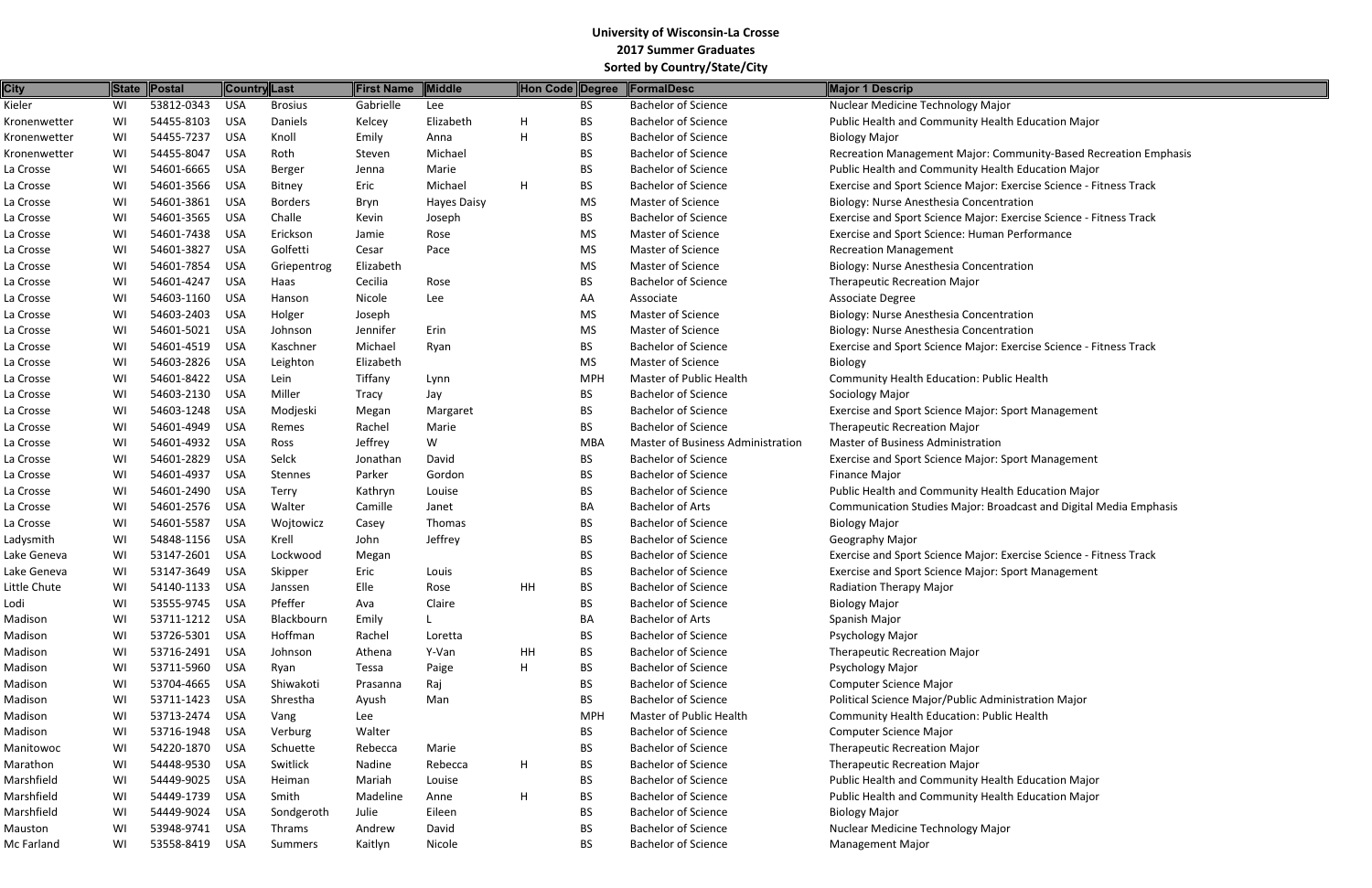# University of Wisconsin-La Crosse
## 2017 Summer Graduates
### Sorted by Country/State/City

| City | State | Postal | Country | Last | First Name | Middle | Hon Code | Degree | FormalDesc | Major 1 Descrip |
|---|---|---|---|---|---|---|---|---|---|---|
| Kieler | WI | 53812-0343 | USA | Brosius | Gabrielle | Lee | | BS | Bachelor of Science | Nuclear Medicine Technology Major |
| Kronenwetter | WI | 54455-8103 | USA | Daniels | Kelcey | Elizabeth | H | BS | Bachelor of Science | Public Health and Community Health Education Major |
| Kronenwetter | WI | 54455-7237 | USA | Knoll | Emily | Anna | H | BS | Bachelor of Science | Biology Major |
| Kronenwetter | WI | 54455-8047 | USA | Roth | Steven | Michael | | BS | Bachelor of Science | Recreation Management Major: Community-Based Recreation Emphasis |
| La Crosse | WI | 54601-6665 | USA | Berger | Jenna | Marie | | BS | Bachelor of Science | Public Health and Community Health Education Major |
| La Crosse | WI | 54601-3566 | USA | Bitney | Eric | Michael | H | BS | Bachelor of Science | Exercise and Sport Science Major: Exercise Science - Fitness Track |
| La Crosse | WI | 54601-3861 | USA | Borders | Bryn | Hayes Daisy | | MS | Master of Science | Biology: Nurse Anesthesia Concentration |
| La Crosse | WI | 54601-3565 | USA | Challe | Kevin | Joseph | | BS | Bachelor of Science | Exercise and Sport Science Major: Exercise Science - Fitness Track |
| La Crosse | WI | 54601-7438 | USA | Erickson | Jamie | Rose | | MS | Master of Science | Exercise and Sport Science: Human Performance |
| La Crosse | WI | 54601-3827 | USA | Golfetti | Cesar | Pace | | MS | Master of Science | Recreation Management |
| La Crosse | WI | 54601-7854 | USA | Griepentrog | Elizabeth | | | MS | Master of Science | Biology: Nurse Anesthesia Concentration |
| La Crosse | WI | 54601-4247 | USA | Haas | Cecilia | Rose | | BS | Bachelor of Science | Therapeutic Recreation Major |
| La Crosse | WI | 54603-1160 | USA | Hanson | Nicole | Lee | | AA | Associate | Associate Degree |
| La Crosse | WI | 54603-2403 | USA | Holger | Joseph | | | MS | Master of Science | Biology: Nurse Anesthesia Concentration |
| La Crosse | WI | 54601-5021 | USA | Johnson | Jennifer | Erin | | MS | Master of Science | Biology: Nurse Anesthesia Concentration |
| La Crosse | WI | 54601-4519 | USA | Kaschner | Michael | Ryan | | BS | Bachelor of Science | Exercise and Sport Science Major: Exercise Science - Fitness Track |
| La Crosse | WI | 54603-2826 | USA | Leighton | Elizabeth | | | MS | Master of Science | Biology |
| La Crosse | WI | 54601-8422 | USA | Lein | Tiffany | Lynn | | MPH | Master of Public Health | Community Health Education: Public Health |
| La Crosse | WI | 54603-2130 | USA | Miller | Tracy | Jay | | BS | Bachelor of Science | Sociology Major |
| La Crosse | WI | 54603-1248 | USA | Modjeski | Megan | Margaret | | BS | Bachelor of Science | Exercise and Sport Science Major: Sport Management |
| La Crosse | WI | 54601-4949 | USA | Remes | Rachel | Marie | | BS | Bachelor of Science | Therapeutic Recreation Major |
| La Crosse | WI | 54601-4932 | USA | Ross | Jeffrey | W | | MBA | Master of Business Administration | Master of Business Administration |
| La Crosse | WI | 54601-2829 | USA | Selck | Jonathan | David | | BS | Bachelor of Science | Exercise and Sport Science Major: Sport Management |
| La Crosse | WI | 54601-4937 | USA | Stennes | Parker | Gordon | | BS | Bachelor of Science | Finance Major |
| La Crosse | WI | 54601-2490 | USA | Terry | Kathryn | Louise | | BS | Bachelor of Science | Public Health and Community Health Education Major |
| La Crosse | WI | 54601-2576 | USA | Walter | Camille | Janet | | BA | Bachelor of Arts | Communication Studies Major: Broadcast and Digital Media Emphasis |
| La Crosse | WI | 54601-5587 | USA | Wojtowicz | Casey | Thomas | | BS | Bachelor of Science | Biology Major |
| Ladysmith | WI | 54848-1156 | USA | Krell | John | Jeffrey | | BS | Bachelor of Science | Geography Major |
| Lake Geneva | WI | 53147-2601 | USA | Lockwood | Megan | | | BS | Bachelor of Science | Exercise and Sport Science Major: Exercise Science - Fitness Track |
| Lake Geneva | WI | 53147-3649 | USA | Skipper | Eric | Louis | | BS | Bachelor of Science | Exercise and Sport Science Major: Sport Management |
| Little Chute | WI | 54140-1133 | USA | Janssen | Elle | Rose | HH | BS | Bachelor of Science | Radiation Therapy Major |
| Lodi | WI | 53555-9745 | USA | Pfeffer | Ava | Claire | | BS | Bachelor of Science | Biology Major |
| Madison | WI | 53711-1212 | USA | Blackbourn | Emily | L | | BA | Bachelor of Arts | Spanish Major |
| Madison | WI | 53726-5301 | USA | Hoffman | Rachel | Loretta | | BS | Bachelor of Science | Psychology Major |
| Madison | WI | 53716-2491 | USA | Johnson | Athena | Y-Van | HH | BS | Bachelor of Science | Therapeutic Recreation Major |
| Madison | WI | 53711-5960 | USA | Ryan | Tessa | Paige | H | BS | Bachelor of Science | Psychology Major |
| Madison | WI | 53704-4665 | USA | Shiwakoti | Prasanna | Raj | | BS | Bachelor of Science | Computer Science Major |
| Madison | WI | 53711-1423 | USA | Shrestha | Ayush | Man | | BS | Bachelor of Science | Political Science Major/Public Administration Major |
| Madison | WI | 53713-2474 | USA | Vang | Lee | | | MPH | Master of Public Health | Community Health Education: Public Health |
| Madison | WI | 53716-1948 | USA | Verburg | Walter | | | BS | Bachelor of Science | Computer Science Major |
| Manitowoc | WI | 54220-1870 | USA | Schuette | Rebecca | Marie | | BS | Bachelor of Science | Therapeutic Recreation Major |
| Marathon | WI | 54448-9530 | USA | Switlick | Nadine | Rebecca | H | BS | Bachelor of Science | Therapeutic Recreation Major |
| Marshfield | WI | 54449-9025 | USA | Heiman | Mariah | Louise | | BS | Bachelor of Science | Public Health and Community Health Education Major |
| Marshfield | WI | 54449-1739 | USA | Smith | Madeline | Anne | H | BS | Bachelor of Science | Public Health and Community Health Education Major |
| Marshfield | WI | 54449-9024 | USA | Songderoth | Julie | Eileen | | BS | Bachelor of Science | Biology Major |
| Mauston | WI | 53948-9741 | USA | Thrams | Andrew | David | | BS | Bachelor of Science | Nuclear Medicine Technology Major |
| Mc Farland | WI | 53558-8419 | USA | Summers | Kaitlyn | Nicole | | BS | Bachelor of Science | Management Major |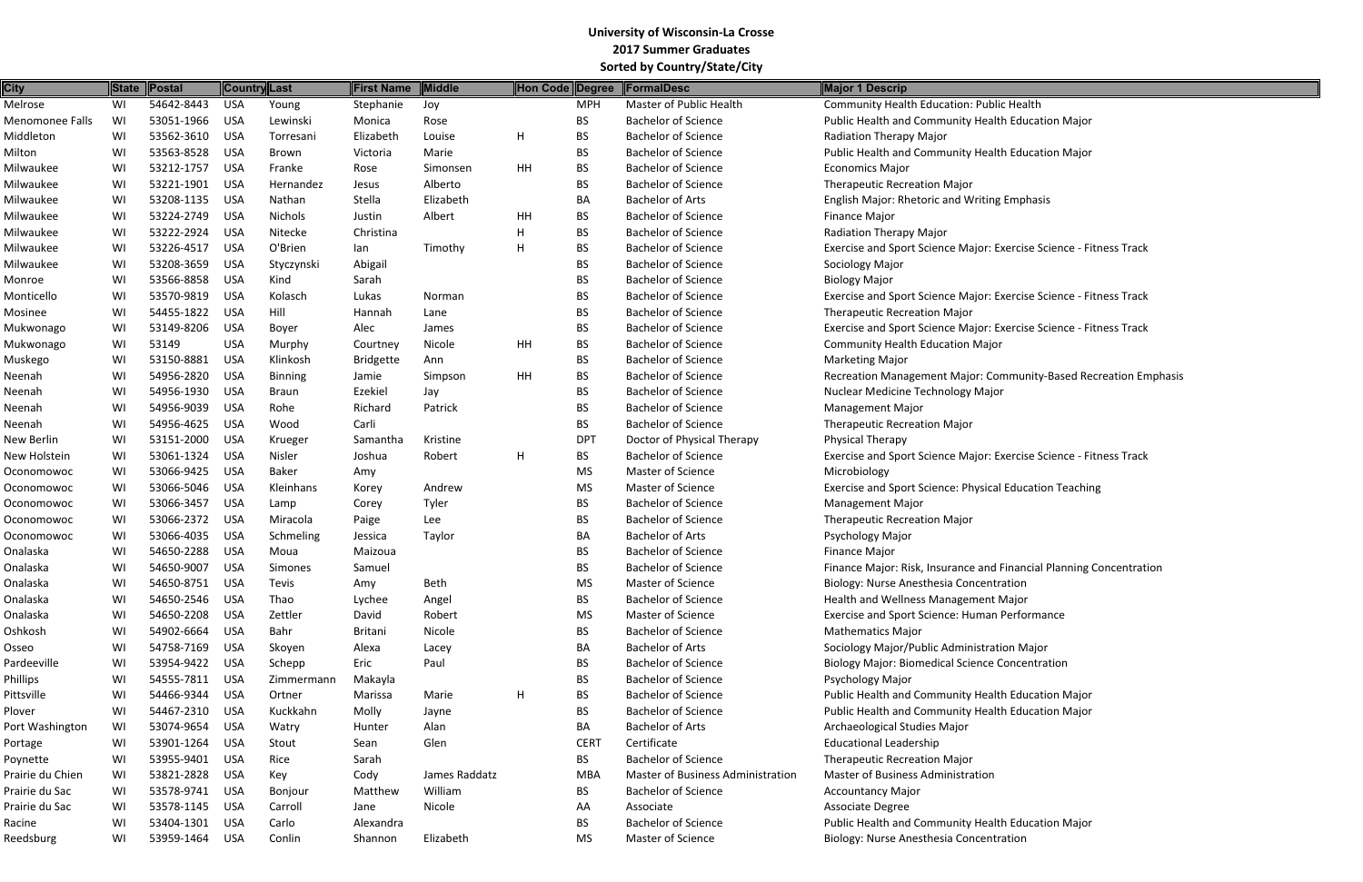# University of Wisconsin-La Crosse
## 2017 Summer Graduates
### Sorted by Country/State/City

| City | State | Postal | Country | Last | First Name | Middle | Hon Code | Degree | FormalDesc | Major 1 Descrip |
|---|---|---|---|---|---|---|---|---|---|---|
| Melrose | WI | 54642-8443 | USA | Young | Stephanie | Joy | | MPH | Master of Public Health | Community Health Education: Public Health |
| Menomonee Falls | WI | 53051-1966 | USA | Lewinski | Monica | Rose | | BS | Bachelor of Science | Public Health and Community Health Education Major |
| Middleton | WI | 53562-3610 | USA | Torresani | Elizabeth | Louise | H | BS | Bachelor of Science | Radiation Therapy Major |
| Milton | WI | 53563-8528 | USA | Brown | Victoria | Marie | | BS | Bachelor of Science | Public Health and Community Health Education Major |
| Milwaukee | WI | 53212-1757 | USA | Franke | Rose | Simonsen | HH | BS | Bachelor of Science | Economics Major |
| Milwaukee | WI | 53221-1901 | USA | Hernandez | Jesus | Alberto | | BS | Bachelor of Science | Therapeutic Recreation Major |
| Milwaukee | WI | 53208-1135 | USA | Nathan | Stella | Elizabeth | | BA | Bachelor of Arts | English Major: Rhetoric and Writing Emphasis |
| Milwaukee | WI | 53224-2749 | USA | Nichols | Justin | Albert | HH | BS | Bachelor of Science | Finance Major |
| Milwaukee | WI | 53222-2924 | USA | Nitecke | Christina | | H | BS | Bachelor of Science | Radiation Therapy Major |
| Milwaukee | WI | 53226-4517 | USA | O'Brien | Ian | Timothy | H | BS | Bachelor of Science | Exercise and Sport Science Major: Exercise Science - Fitness Track |
| Milwaukee | WI | 53208-3659 | USA | Styczynski | Abigail | | | BS | Bachelor of Science | Sociology Major |
| Monroe | WI | 53566-8858 | USA | Kind | Sarah | | | BS | Bachelor of Science | Biology Major |
| Monticello | WI | 53570-9819 | USA | Kolasch | Lukas | Norman | | BS | Bachelor of Science | Exercise and Sport Science Major: Exercise Science - Fitness Track |
| Mosinee | WI | 54455-1822 | USA | Hill | Hannah | Lane | | BS | Bachelor of Science | Therapeutic Recreation Major |
| Mukwonago | WI | 53149-8206 | USA | Boyer | Alec | James | | BS | Bachelor of Science | Exercise and Sport Science Major: Exercise Science - Fitness Track |
| Mukwonago | WI | 53149 | USA | Murphy | Courtney | Nicole | HH | BS | Bachelor of Science | Community Health Education Major |
| Muskego | WI | 53150-8881 | USA | Klinkosh | Bridgette | Ann | | BS | Bachelor of Science | Marketing Major |
| Neenah | WI | 54956-2820 | USA | Binning | Jamie | Simpson | HH | BS | Bachelor of Science | Recreation Management Major: Community-Based Recreation Emphasis |
| Neenah | WI | 54956-1930 | USA | Braun | Ezekiel | Jay | | BS | Bachelor of Science | Nuclear Medicine Technology Major |
| Neenah | WI | 54956-9039 | USA | Rohe | Richard | Patrick | | BS | Bachelor of Science | Management Major |
| Neenah | WI | 54956-4625 | USA | Wood | Carli | | | BS | Bachelor of Science | Therapeutic Recreation Major |
| New Berlin | WI | 53151-2000 | USA | Krueger | Samantha | Kristine | | DPT | Doctor of Physical Therapy | Physical Therapy |
| New Holstein | WI | 53061-1324 | USA | Nisler | Joshua | Robert | H | BS | Bachelor of Science | Exercise and Sport Science Major: Exercise Science - Fitness Track |
| Oconomowoc | WI | 53066-9425 | USA | Baker | Amy | | | MS | Master of Science | Microbiology |
| Oconomowoc | WI | 53066-5046 | USA | Kleinhans | Korey | Andrew | | MS | Master of Science | Exercise and Sport Science: Physical Education Teaching |
| Oconomowoc | WI | 53066-3457 | USA | Lamp | Corey | Tyler | | BS | Bachelor of Science | Management Major |
| Oconomowoc | WI | 53066-2372 | USA | Miracola | Paige | Lee | | BS | Bachelor of Science | Therapeutic Recreation Major |
| Oconomowoc | WI | 53066-4035 | USA | Schmeling | Jessica | Taylor | | BA | Bachelor of Arts | Psychology Major |
| Onalaska | WI | 54650-2288 | USA | Moua | Maizoua | | | BS | Bachelor of Science | Finance Major |
| Onalaska | WI | 54650-9007 | USA | Simones | Samuel | | | BS | Bachelor of Science | Finance Major: Risk, Insurance and Financial Planning Concentration |
| Onalaska | WI | 54650-8751 | USA | Tevis | Amy | Beth | | MS | Master of Science | Biology: Nurse Anesthesia Concentration |
| Onalaska | WI | 54650-2546 | USA | Thao | Lychee | Angel | | BS | Bachelor of Science | Health and Wellness Management Major |
| Onalaska | WI | 54650-2208 | USA | Zettler | David | Robert | | MS | Master of Science | Exercise and Sport Science: Human Performance |
| Oshkosh | WI | 54902-6664 | USA | Bahr | Britani | Nicole | | BS | Bachelor of Science | Mathematics Major |
| Osseo | WI | 54758-7169 | USA | Skoyen | Alexa | Lacey | | BA | Bachelor of Arts | Sociology Major/Public Administration Major |
| Pardeeville | WI | 53954-9422 | USA | Schepp | Eric | Paul | | BS | Bachelor of Science | Biology Major: Biomedical Science Concentration |
| Phillips | WI | 54555-7811 | USA | Zimmermann | Makayla | | | BS | Bachelor of Science | Psychology Major |
| Pittsville | WI | 54466-9344 | USA | Ortner | Marissa | Marie | H | BS | Bachelor of Science | Public Health and Community Health Education Major |
| Plover | WI | 54467-2310 | USA | Kuckkahn | Molly | Jayne | | BS | Bachelor of Science | Public Health and Community Health Education Major |
| Port Washington | WI | 53074-9654 | USA | Watry | Hunter | Alan | | BA | Bachelor of Arts | Archaeological Studies Major |
| Portage | WI | 53901-1264 | USA | Stout | Sean | Glen | | CERT | Certificate | Educational Leadership |
| Poynette | WI | 53955-9401 | USA | Rice | Sarah | | | BS | Bachelor of Science | Therapeutic Recreation Major |
| Prairie du Chien | WI | 53821-2828 | USA | Key | Cody | James Raddatz | | MBA | Master of Business Administration | Master of Business Administration |
| Prairie du Sac | WI | 53578-9741 | USA | Bonjour | Matthew | William | | BS | Bachelor of Science | Accountancy Major |
| Prairie du Sac | WI | 53578-1145 | USA | Carroll | Jane | Nicole | | AA | Associate | Associate Degree |
| Racine | WI | 53404-1301 | USA | Carlo | Alexandra | | | BS | Bachelor of Science | Public Health and Community Health Education Major |
| Reedsburg | WI | 53959-1464 | USA | Conlin | Shannon | Elizabeth | | MS | Master of Science | Biology: Nurse Anesthesia Concentration |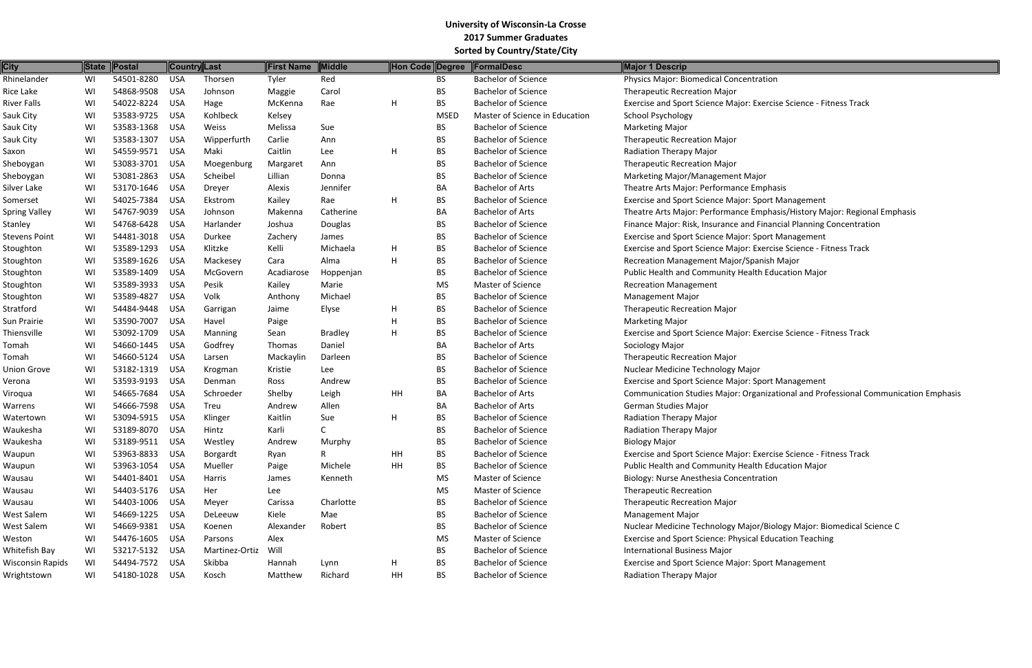# University of Wisconsin-La Crosse
## 2017 Summer Graduates
### Sorted by Country/State/City

| City | State | Postal | Country | Last | First Name | Middle | Hon Code | Degree | FormalDesc | Major 1 Descrip |
|---|---|---|---|---|---|---|---|---|---|---|
| Rhinelander | WI | 54501-8280 | USA | Thorsen | Tyler | Red | | BS | Bachelor of Science | Physics Major: Biomedical Concentration |
| Rice Lake | WI | 54868-9508 | USA | Johnson | Maggie | Carol | | BS | Bachelor of Science | Therapeutic Recreation Major |
| River Falls | WI | 54022-8224 | USA | Hage | McKenna | Rae | H | BS | Bachelor of Science | Exercise and Sport Science Major: Exercise Science - Fitness Track |
| Sauk City | WI | 53583-9725 | USA | Kohlbeck | Kelsey | | | MSED | Master of Science in Education | School Psychology |
| Sauk City | WI | 53583-1368 | USA | Weiss | Melissa | Sue | | BS | Bachelor of Science | Marketing Major |
| Sauk City | WI | 53583-1307 | USA | Wipperfurth | Carlie | Ann | | BS | Bachelor of Science | Therapeutic Recreation Major |
| Saxon | WI | 54559-9571 | USA | Maki | Caitlin | Lee | H | BS | Bachelor of Science | Radiation Therapy Major |
| Sheboygan | WI | 53083-3701 | USA | Moegenburg | Margaret | Ann | | BS | Bachelor of Science | Therapeutic Recreation Major |
| Sheboygan | WI | 53081-2863 | USA | Scheibel | Lillian | Donna | | BS | Bachelor of Science | Marketing Major/Management Major |
| Silver Lake | WI | 53170-1646 | USA | Dreyer | Alexis | Jennifer | | BA | Bachelor of Arts | Theatre Arts Major: Performance Emphasis |
| Somerset | WI | 54025-7384 | USA | Ekstrom | Kailey | Rae | H | BS | Bachelor of Science | Exercise and Sport Science Major: Sport Management |
| Spring Valley | WI | 54767-9039 | USA | Johnson | Makenna | Catherine | | BA | Bachelor of Arts | Theatre Arts Major: Performance Emphasis/History Major: Regional Emphasis |
| Stanley | WI | 54768-6428 | USA | Harlander | Joshua | Douglas | | BS | Bachelor of Science | Finance Major: Risk, Insurance and Financial Planning Concentration |
| Stevens Point | WI | 54481-3018 | USA | Durkee | Zachery | James | | BS | Bachelor of Science | Exercise and Sport Science Major: Sport Management |
| Stoughton | WI | 53589-1293 | USA | Klitzke | Kelli | Michaela | H | BS | Bachelor of Science | Exercise and Sport Science Major: Exercise Science - Fitness Track |
| Stoughton | WI | 53589-1626 | USA | Mackesey | Cara | Alma | H | BS | Bachelor of Science | Recreation Management Major/Spanish Major |
| Stoughton | WI | 53589-1409 | USA | McGovern | Acadiarose | Hoppenjan | | BS | Bachelor of Science | Public Health and Community Health Education Major |
| Stoughton | WI | 53589-3933 | USA | Pesik | Kailey | Marie | | MS | Master of Science | Recreation Management |
| Stoughton | WI | 53589-4827 | USA | Volk | Anthony | Michael | | BS | Bachelor of Science | Management Major |
| Stratford | WI | 54484-9448 | USA | Garrigan | Jaime | Elyse | H | BS | Bachelor of Science | Therapeutic Recreation Major |
| Sun Prairie | WI | 53590-7007 | USA | Havel | Paige | | H | BS | Bachelor of Science | Marketing Major |
| Thiensville | WI | 53092-1709 | USA | Manning | Sean | Bradley | H | BS | Bachelor of Science | Exercise and Sport Science Major: Exercise Science - Fitness Track |
| Tomah | WI | 54660-1445 | USA | Godfrey | Thomas | Daniel | | BA | Bachelor of Arts | Sociology Major |
| Tomah | WI | 54660-5124 | USA | Larsen | Mackaylin | Darleen | | BS | Bachelor of Science | Therapeutic Recreation Major |
| Union Grove | WI | 53182-1319 | USA | Krogman | Kristie | Lee | | BS | Bachelor of Science | Nuclear Medicine Technology Major |
| Verona | WI | 53593-9193 | USA | Denman | Ross | Andrew | | BS | Bachelor of Science | Exercise and Sport Science Major: Sport Management |
| Viroqua | WI | 54665-7684 | USA | Schroeder | Shelby | Leigh | HH | BA | Bachelor of Arts | Communication Studies Major: Organizational and Professional Communication Emphasis |
| Warrens | WI | 54666-7598 | USA | Treu | Andrew | Allen | | BA | Bachelor of Arts | German Studies Major |
| Watertown | WI | 53094-5915 | USA | Klinger | Kaitlin | Sue | H | BS | Bachelor of Science | Radiation Therapy Major |
| Waukesha | WI | 53189-8070 | USA | Hintz | Karli | C | | BS | Bachelor of Science | Radiation Therapy Major |
| Waukesha | WI | 53189-9511 | USA | Westley | Andrew | Murphy | | BS | Bachelor of Science | Biology Major |
| Waupun | WI | 53963-8833 | USA | Borgardt | Ryan | R | HH | BS | Bachelor of Science | Exercise and Sport Science Major: Exercise Science - Fitness Track |
| Waupun | WI | 53963-1054 | USA | Mueller | Paige | Michele | HH | BS | Bachelor of Science | Public Health and Community Health Education Major |
| Wausau | WI | 54401-8401 | USA | Harris | James | Kenneth | | MS | Master of Science | Biology: Nurse Anesthesia Concentration |
| Wausau | WI | 54403-5176 | USA | Her | Lee | | | MS | Master of Science | Therapeutic Recreation |
| Wausau | WI | 54403-1006 | USA | Meyer | Carissa | Charlotte | | BS | Bachelor of Science | Therapeutic Recreation Major |
| West Salem | WI | 54669-1225 | USA | DeLeeuw | Kiele | Mae | | BS | Bachelor of Science | Management Major |
| West Salem | WI | 54669-9381 | USA | Koenen | Alexander | Robert | | BS | Bachelor of Science | Nuclear Medicine Technology Major/Biology Major: Biomedical Science C |
| Weston | WI | 54476-1605 | USA | Parsons | Alex | | | MS | Master of Science | Exercise and Sport Science: Physical Education Teaching |
| Whitefish Bay | WI | 53217-5132 | USA | Martinez-Ortiz | Will | | | BS | Bachelor of Science | International Business Major |
| Wisconsin Rapids | WI | 54494-7572 | USA | Skibba | Hannah | Lynn | H | BS | Bachelor of Science | Exercise and Sport Science Major: Sport Management |
| Wrightstown | WI | 54180-1028 | USA | Kosch | Matthew | Richard | HH | BS | Bachelor of Science | Radiation Therapy Major |